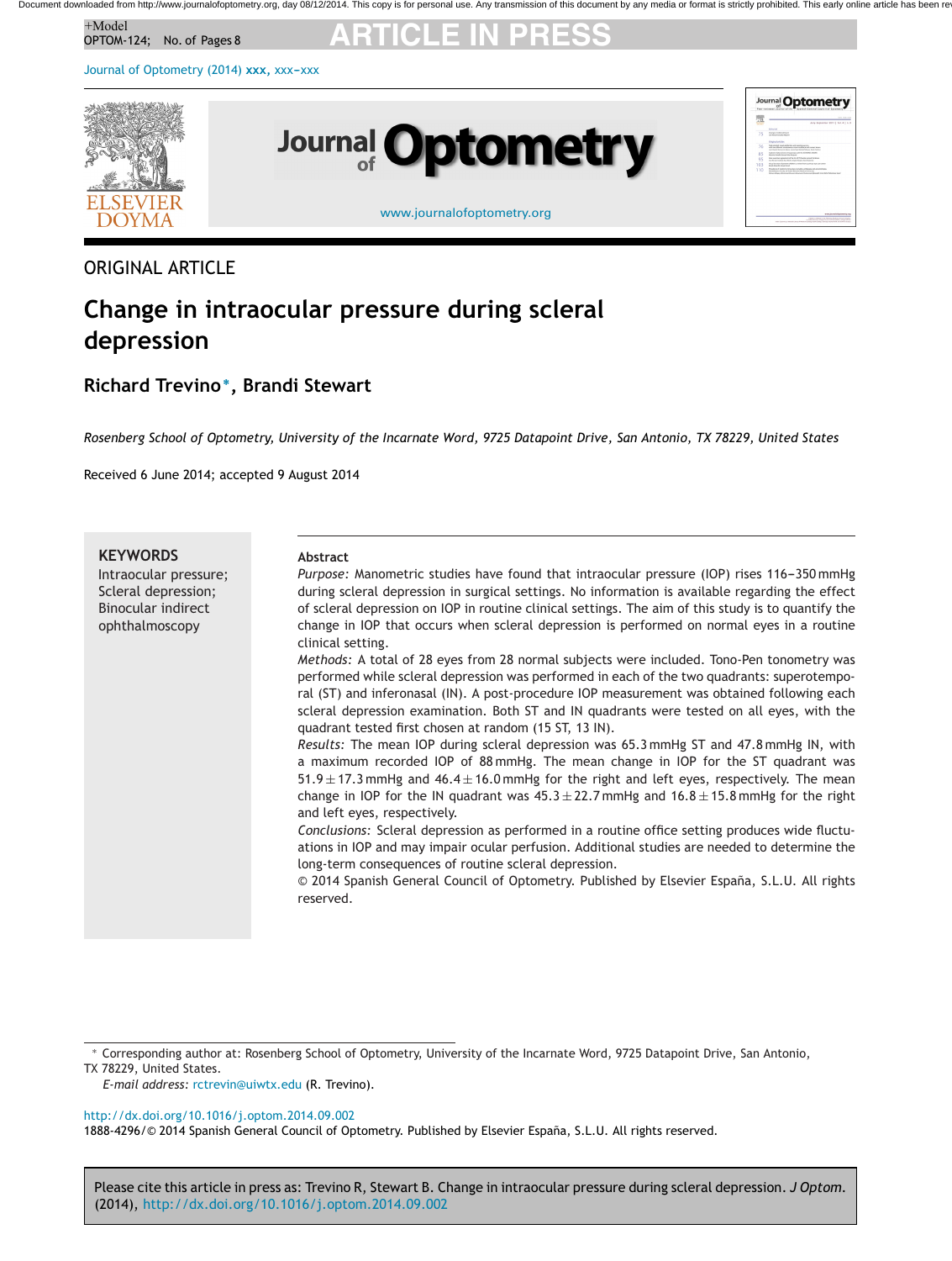ORIGINAL ARTICLE

# Change in intraocular pressure during scleral depression

**Richard Trevino*, Brandi Stewart**

*Rosenberg School of Optometry, University of the Incarnate Word, 9725 Datapoint Drive, San Antonio, TX 78229, United States*

Received 6 June 2014; accepted 9 August 2014

**KEYWORDS**
Intraocular pressure;
Scleral depression;
Binocular indirect ophthalmoscopy

**Abstract**

*Purpose:* Manometric studies have found that intraocular pressure (IOP) rises 116–350 mmHg during scleral depression in surgical settings. No information is available regarding the effect of scleral depression on IOP in routine clinical settings. The aim of this study is to quantify the change in IOP that occurs when scleral depression is performed on normal eyes in a routine clinical setting.

*Methods:* A total of 28 eyes from 28 normal subjects were included. Tono-Pen tonometry was performed while scleral depression was performed in each of the two quadrants: superotemporal (ST) and inferonasal (IN). A post-procedure IOP measurement was obtained following each scleral depression examination. Both ST and IN quadrants were tested on all eyes, with the quadrant tested first chosen at random (15 ST, 13 IN).

*Results:* The mean IOP during scleral depression was 65.3 mmHg ST and 47.8 mmHg IN, with a maximum recorded IOP of 88 mmHg. The mean change in IOP for the ST quadrant was $51.9 \pm 17.3$ mmHg and $46.4 \pm 16.0$ mmHg for the right and left eyes, respectively. The mean change in IOP for the IN quadrant was $45.3 \pm 22.7$ mmHg and $16.8 \pm 15.8$ mmHg for the right and left eyes, respectively.

*Conclusions:* Scleral depression as performed in a routine office setting produces wide fluctuations in IOP and may impair ocular perfusion. Additional studies are needed to determine the long-term consequences of routine scleral depression.

© 2014 Spanish General Council of Optometry. Published by Elsevier España, S.L.U. All rights reserved.

* Corresponding author at: Rosenberg School of Optometry, University of the Incarnate Word, 9725 Datapoint Drive, San Antonio, TX 78229, United States.
*E-mail address:* rctrevin@uiwtx.edu (R. Trevino).

http://dx.doi.org/10.1016/j.optom.2014.09.002
1888-4296/© 2014 Spanish General Council of Optometry. Published by Elsevier España, S.L.U. All rights reserved.

Please cite this article in press as: Trevino R, Stewart B. Change in intraocular pressure during scleral depression. *J Optom*. (2014), http://dx.doi.org/10.1016/j.optom.2014.09.002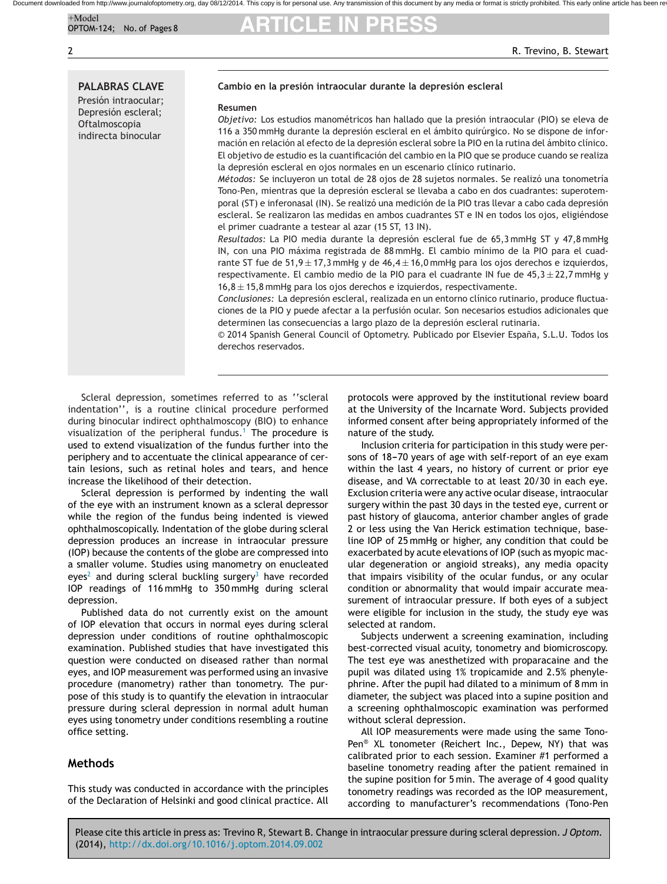**PALABRAS CLAVE**
Presión intraocular;
Depresión escleral;
Oftalmoscopia indirecta binocular

**Cambio en la presión intraocular durante la depresión escleral**

**Resumen**

*Objetivo:* Los estudios manométricos han hallado que la presión intraocular (PIO) se eleva de 116 a 350 mmHg durante la depresión escleral en el ámbito quirúrgico. No se dispone de información en relación al efecto de la depresión escleral sobre la PIO en la rutina del ámbito clínico. El objetivo de estudio es la cuantificación del cambio en la PIO que se produce cuando se realiza la depresión escleral en ojos normales en un escenario clínico rutinario.

*Métodos:* Se incluyeron un total de 28 ojos de 28 sujetos normales. Se realizó una tonometría Tono-Pen, mientras que la depresión escleral se llevaba a cabo en dos cuadrantes: superotemporal (ST) e inferonasal (IN). Se realizó una medición de la PIO tras llevar a cabo cada depresión escleral. Se realizaron las medidas en ambos cuadrantes ST e IN en todos los ojos, eligiéndose el primer cuadrante a testear al azar (15 ST, 13 IN).

*Resultados:* La PIO media durante la depresión escleral fue de 65,3 mmHg ST y 47,8 mmHg IN, con una PIO máxima registrada de 88 mmHg. El cambio mínimo de la PIO para el cuadrante ST fue de 51,9 ± 17,3 mmHg y de 46,4 ± 16,0 mmHg para los ojos derechos e izquierdos, respectivamente. El cambio medio de la PIO para el cuadrante IN fue de 45,3 ± 22,7 mmHg y 16,8 ± 15,8 mmHg para los ojos derechos e izquierdos, respectivamente.

*Conclusiones:* La depresión escleral, realizada en un entorno clínico rutinario, produce fluctuaciones de la PIO y puede afectar a la perfusión ocular. Son necesarios estudios adicionales que determinen las consecuencias a largo plazo de la depresión escleral rutinaria.

© 2014 Spanish General Council of Optometry. Publicado por Elsevier España, S.L.U. Todos los derechos reservados.

Scleral depression, sometimes referred to as ''scleral indentation'', is a routine clinical procedure performed during binocular indirect ophthalmoscopy (BIO) to enhance visualization of the peripheral fundus.[1] The procedure is used to extend visualization of the fundus further into the periphery and to accentuate the clinical appearance of certain lesions, such as retinal holes and tears, and hence increase the likelihood of their detection.

Scleral depression is performed by indenting the wall of the eye with an instrument known as a scleral depressor while the region of the fundus being indented is viewed ophthalmoscopically. Indentation of the globe during scleral depression produces an increase in intraocular pressure (IOP) because the contents of the globe are compressed into a smaller volume. Studies using manometry on enucleated eyes[2] and during scleral buckling surgery[3] have recorded IOP readings of 116 mmHg to 350 mmHg during scleral depression.

Published data do not currently exist on the amount of IOP elevation that occurs in normal eyes during scleral depression under conditions of routine ophthalmoscopic examination. Published studies that have investigated this question were conducted on diseased rather than normal eyes, and IOP measurement was performed using an invasive procedure (manometry) rather than tonometry. The purpose of this study is to quantify the elevation in intraocular pressure during scleral depression in normal adult human eyes using tonometry under conditions resembling a routine office setting.

## Methods

This study was conducted in accordance with the principles of the Declaration of Helsinki and good clinical practice. All protocols were approved by the institutional review board at the University of the Incarnate Word. Subjects provided informed consent after being appropriately informed of the nature of the study.

Inclusion criteria for participation in this study were persons of 18–70 years of age with self-report of an eye exam within the last 4 years, no history of current or prior eye disease, and VA correctable to at least 20/30 in each eye. Exclusion criteria were any active ocular disease, intraocular surgery within the past 30 days in the tested eye, current or past history of glaucoma, anterior chamber angles of grade 2 or less using the Van Herick estimation technique, baseline IOP of 25 mmHg or higher, any condition that could be exacerbated by acute elevations of IOP (such as myopic macular degeneration or angioid streaks), any media opacity that impairs visibility of the ocular fundus, or any ocular condition or abnormality that would impair accurate measurement of intraocular pressure. If both eyes of a subject were eligible for inclusion in the study, the study eye was selected at random.

Subjects underwent a screening examination, including best-corrected visual acuity, tonometry and biomicroscopy. The test eye was anesthetized with proparacaine and the pupil was dilated using 1% tropicamide and 2.5% phenylephrine. After the pupil had dilated to a minimum of 8 mm in diameter, the subject was placed into a supine position and a screening ophthalmoscopic examination was performed without scleral depression.

All IOP measurements were made using the same Tono-Pen® XL tonometer (Reichert Inc., Depew, NY) that was calibrated prior to each session. Examiner #1 performed a baseline tonometry reading after the patient remained in the supine position for 5 min. The average of 4 good quality tonometry readings was recorded as the IOP measurement, according to manufacturer's recommendations (Tono-Pen

Please cite this article in press as: Trevino R, Stewart B. Change in intraocular pressure during scleral depression. *J Optom.* (2014), http://dx.doi.org/10.1016/j.optom.2014.09.002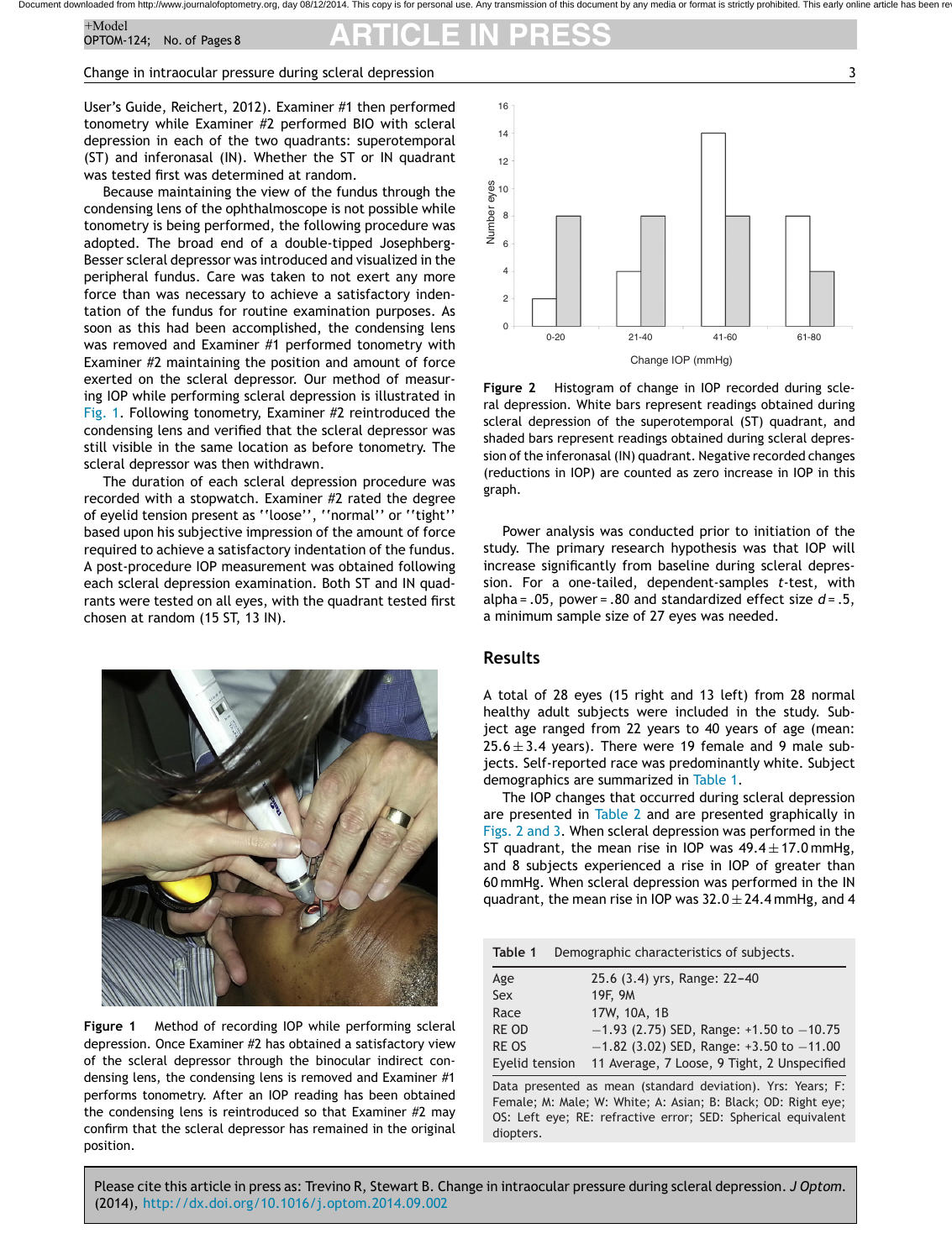User's Guide, Reichert, 2012). Examiner #1 then performed tonometry while Examiner #2 performed BIO with scleral depression in each of the two quadrants: superotemporal (ST) and inferonasal (IN). Whether the ST or IN quadrant was tested first was determined at random.

Because maintaining the view of the fundus through the condensing lens of the ophthalmoscope is not possible while tonometry is being performed, the following procedure was adopted. The broad end of a double-tipped Josephberg-Besser scleral depressor was introduced and visualized in the peripheral fundus. Care was taken to not exert any more force than was necessary to achieve a satisfactory indentation of the fundus for routine examination purposes. As soon as this had been accomplished, the condensing lens was removed and Examiner #1 performed tonometry with Examiner #2 maintaining the position and amount of force exerted on the scleral depressor. Our method of measuring IOP while performing scleral depression is illustrated in Fig. 1. Following tonometry, Examiner #2 reintroduced the condensing lens and verified that the scleral depressor was still visible in the same location as before tonometry. The scleral depressor was then withdrawn.

The duration of each scleral depression procedure was recorded with a stopwatch. Examiner #2 rated the degree of eyelid tension present as ''loose'', ''normal'' or ''tight'' based upon his subjective impression of the amount of force required to achieve a satisfactory indentation of the fundus. A post-procedure IOP measurement was obtained following each scleral depression examination. Both ST and IN quadrants were tested on all eyes, with the quadrant tested first chosen at random (15 ST, 13 IN).

**Figure 1** Method of recording IOP while performing scleral depression. Once Examiner #2 has obtained a satisfactory view of the scleral depressor through the binocular indirect condensing lens, the condensing lens is removed and Examiner #1 performs tonometry. After an IOP reading has been obtained the condensing lens is reintroduced so that Examiner #2 may confirm that the scleral depressor has remained in the original position.

**Figure 2** Histogram of change in IOP recorded during scleral depression. White bars represent readings obtained during scleral depression of the superotemporal (ST) quadrant, and shaded bars represent readings obtained during scleral depression of the inferonasal (IN) quadrant. Negative recorded changes (reductions in IOP) are counted as zero increase in IOP in this graph.

Power analysis was conducted prior to initiation of the study. The primary research hypothesis was that IOP will increase significantly from baseline during scleral depression. For a one-tailed, dependent-samples *t*-test, with alpha = .05, power = .80 and standardized effect size *d* = .5, a minimum sample size of 27 eyes was needed.

## Results

A total of 28 eyes (15 right and 13 left) from 28 normal healthy adult subjects were included in the study. Subject age ranged from 22 years to 40 years of age (mean: $25.6 \pm 3.4$ years). There were 19 female and 9 male subjects. Self-reported race was predominantly white. Subject demographics are summarized in Table 1.

The IOP changes that occurred during scleral depression are presented in Table 2 and are presented graphically in Figs. 2 and 3. When scleral depression was performed in the ST quadrant, the mean rise in IOP was $49.4 \pm 17.0$ mmHg, and 8 subjects experienced a rise in IOP of greater than 60 mmHg. When scleral depression was performed in the IN quadrant, the mean rise in IOP was $32.0 \pm 24.4$ mmHg, and 4

**Table 1** Demographic characteristics of subjects.

| | |
|---|---|
| Age | 25.6 (3.4) yrs, Range: 22–40 |
| Sex | 19F, 9M |
| Race | 17W, 10A, 1B |
| RE OD | −1.93 (2.75) SED, Range: +1.50 to −10.75 |
| RE OS | −1.82 (3.02) SED, Range: +3.50 to −11.00 |
| Eyelid tension | 11 Average, 7 Loose, 9 Tight, 2 Unspecified |

Data presented as mean (standard deviation). Yrs: Years; F: Female; M: Male; W: White; A: Asian; B: Black; OD: Right eye; OS: Left eye; RE: refractive error; SED: Spherical equivalent diopters.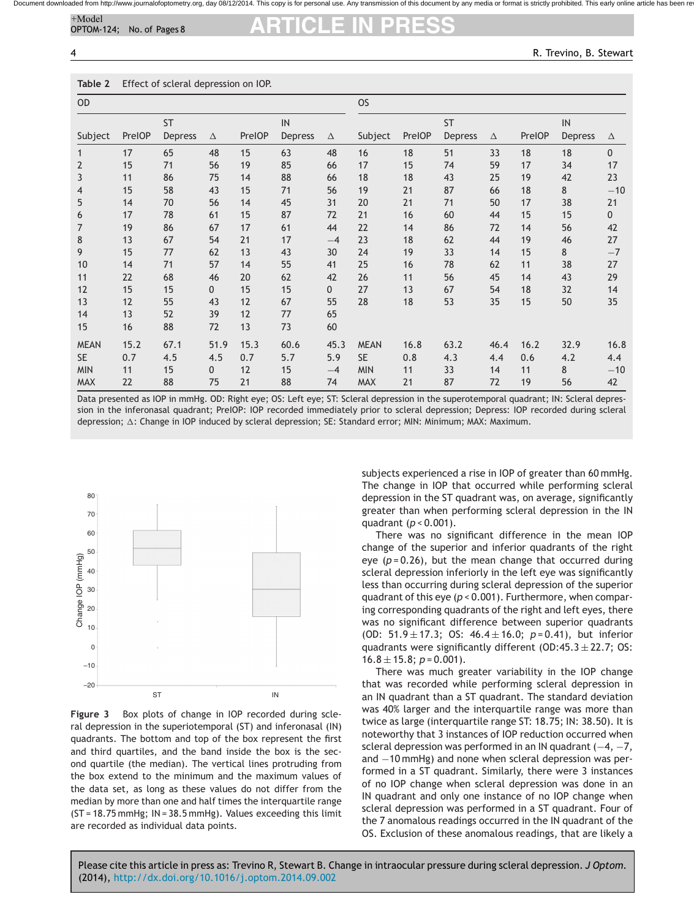**Table 2** Effect of scleral depression on IOP.

| OD | | | | | | | OS | | | | | | |
|---|---|---|---|---|---|---|---|---|---|---|---|---|---|
| Subject | PreIOP | ST Depress | Δ | PreIOP | IN Depress | Δ | Subject | PreIOP | ST Depress | Δ | PreIOP | IN Depress | Δ |
| 1 | 17 | 65 | 48 | 15 | 63 | 48 | 16 | 18 | 51 | 33 | 18 | 18 | 0 |
| 2 | 15 | 71 | 56 | 19 | 85 | 66 | 17 | 15 | 74 | 59 | 17 | 34 | 17 |
| 3 | 11 | 86 | 75 | 14 | 88 | 66 | 18 | 18 | 43 | 25 | 19 | 42 | 23 |
| 4 | 15 | 58 | 43 | 15 | 71 | 56 | 19 | 21 | 87 | 66 | 18 | 8 | −10 |
| 5 | 14 | 70 | 56 | 14 | 45 | 31 | 20 | 21 | 71 | 50 | 17 | 38 | 21 |
| 6 | 17 | 78 | 61 | 15 | 87 | 72 | 21 | 16 | 60 | 44 | 15 | 15 | 0 |
| 7 | 19 | 86 | 67 | 17 | 61 | 44 | 22 | 14 | 86 | 72 | 14 | 56 | 42 |
| 8 | 13 | 67 | 54 | 21 | 17 | −4 | 23 | 18 | 62 | 44 | 19 | 46 | 27 |
| 9 | 15 | 77 | 62 | 13 | 43 | 30 | 24 | 19 | 33 | 14 | 15 | 8 | −7 |
| 10 | 14 | 71 | 57 | 14 | 55 | 41 | 25 | 16 | 78 | 62 | 11 | 38 | 27 |
| 11 | 22 | 68 | 46 | 20 | 62 | 42 | 26 | 11 | 56 | 45 | 14 | 43 | 29 |
| 12 | 15 | 15 | 0 | 15 | 15 | 0 | 27 | 13 | 67 | 54 | 18 | 32 | 14 |
| 13 | 12 | 55 | 43 | 12 | 67 | 55 | 28 | 18 | 53 | 35 | 15 | 50 | 35 |
| 14 | 13 | 52 | 39 | 12 | 77 | 65 | | | | | | | |
| 15 | 16 | 88 | 72 | 13 | 73 | 60 | | | | | | | |
| MEAN | 15.2 | 67.1 | 51.9 | 15.3 | 60.6 | 45.3 | MEAN | 16.8 | 63.2 | 46.4 | 16.2 | 32.9 | 16.8 |
| SE | 0.7 | 4.5 | 4.5 | 0.7 | 5.7 | 5.9 | SE | 0.8 | 4.3 | 4.4 | 0.6 | 4.2 | 4.4 |
| MIN | 11 | 15 | 0 | 12 | 15 | −4 | MIN | 11 | 33 | 14 | 11 | 8 | −10 |
| MAX | 22 | 88 | 75 | 21 | 88 | 74 | MAX | 21 | 87 | 72 | 19 | 56 | 42 |

Data presented as IOP in mmHg. OD: Right eye; OS: Left eye; ST: Scleral depression in the superotemporal quadrant; IN: Scleral depression in the inferonasal quadrant; PreIOP: IOP recorded immediately prior to scleral depression; Depress: IOP recorded during scleral depression; Δ: Change in IOP induced by scleral depression; SE: Standard error; MIN: Minimum; MAX: Maximum.

**Figure 3** Box plots of change in IOP recorded during scleral depression in the superiotemporal (ST) and inferonasal (IN) quadrants. The bottom and top of the box represent the first and third quartiles, and the band inside the box is the second quartile (the median). The vertical lines protruding from the box extend to the minimum and the maximum values of the data set, as long as these values do not differ from the median by more than one and half times the interquartile range (ST = 18.75 mmHg; IN = 38.5 mmHg). Values exceeding this limit are recorded as individual data points.

subjects experienced a rise in IOP of greater than 60 mmHg. The change in IOP that occurred while performing scleral depression in the ST quadrant was, on average, significantly greater than when performing scleral depression in the IN quadrant ($p < 0.001$).

There was no significant difference in the mean IOP change of the superior and inferior quadrants of the right eye ($p = 0.26$), but the mean change that occurred during scleral depression inferiorly in the left eye was significantly less than occurring during scleral depression of the superior quadrant of this eye ($p < 0.001$). Furthermore, when comparing corresponding quadrants of the right and left eyes, there was no significant difference between superior quadrants (OD: $51.9 \pm 17.3$; OS: $46.4 \pm 16.0$; $p = 0.41$), but inferior quadrants were significantly different (OD: $45.3 \pm 22.7$; OS: $16.8 \pm 15.8$; $p = 0.001$).

There was much greater variability in the IOP change that was recorded while performing scleral depression in an IN quadrant than a ST quadrant. The standard deviation was 40% larger and the interquartile range was more than twice as large (interquartile range ST: 18.75; IN: 38.50). It is noteworthy that 3 instances of IOP reduction occurred when scleral depression was performed in an IN quadrant (−4, −7, and −10 mmHg) and none when scleral depression was performed in a ST quadrant. Similarly, there were 3 instances of no IOP change when scleral depression was done in an IN quadrant and only one instance of no IOP change when scleral depression was performed in a ST quadrant. Four of the 7 anomalous readings occurred in the IN quadrant of the OS. Exclusion of these anomalous readings, that are likely a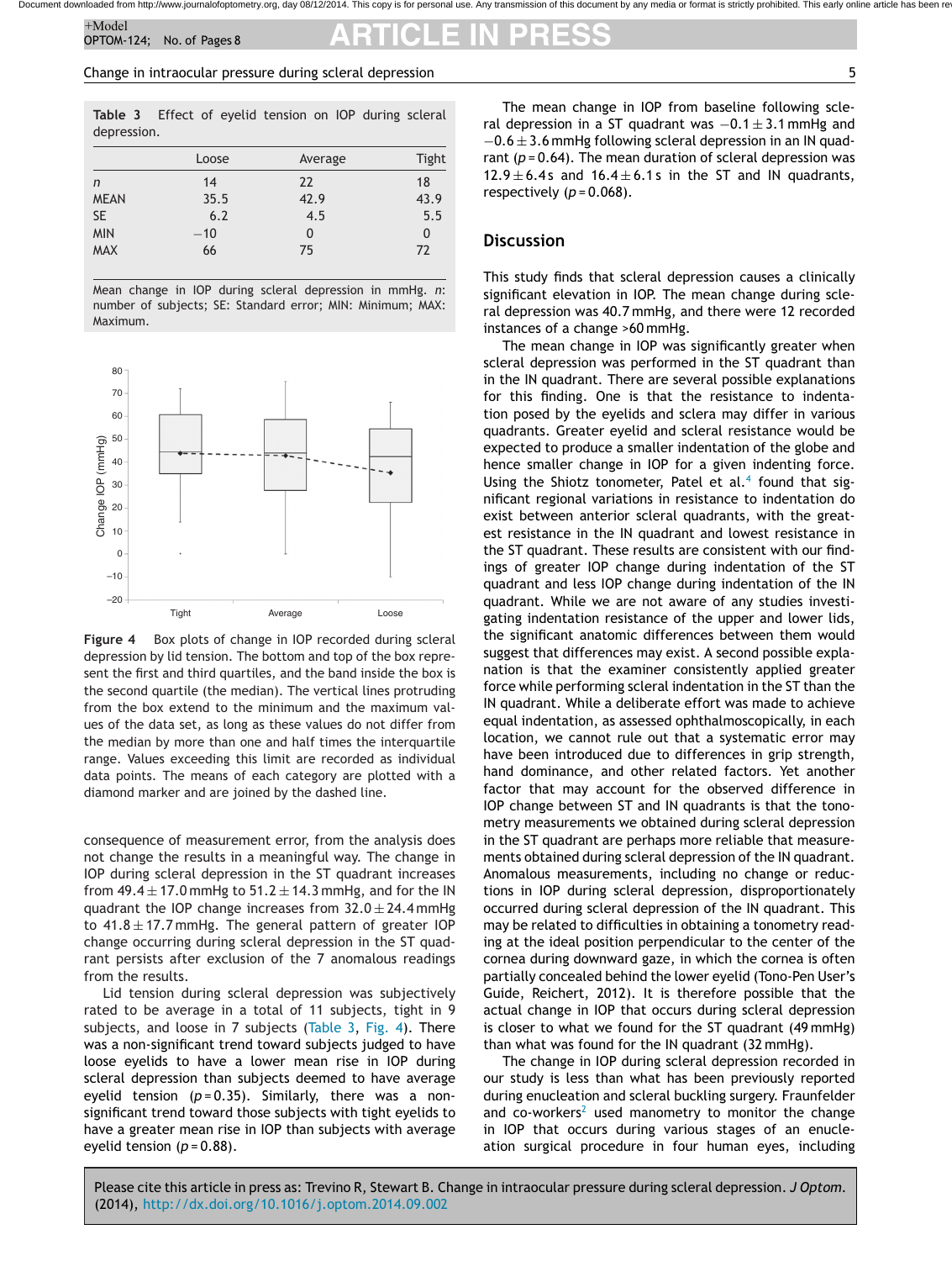**Table 3** Effect of eyelid tension on IOP during scleral depression.

| | Loose | Average | Tight |
|---|---|---|---|
| *n* | 14 | 22 | 18 |
| MEAN | 35.5 | 42.9 | 43.9 |
| SE | 6.2 | 4.5 | 5.5 |
| MIN | −10 | 0 | 0 |
| MAX | 66 | 75 | 72 |

Mean change in IOP during scleral depression in mmHg. *n*: number of subjects; SE: Standard error; MIN: Minimum; MAX: Maximum.

**Figure 4** Box plots of change in IOP recorded during scleral depression by lid tension. The bottom and top of the box represent the first and third quartiles, and the band inside the box is the second quartile (the median). The vertical lines protruding from the box extend to the minimum and the maximum values of the data set, as long as these values do not differ from the median by more than one and half times the interquartile range. Values exceeding this limit are recorded as individual data points. The means of each category are plotted with a diamond marker and are joined by the dashed line.

consequence of measurement error, from the analysis does not change the results in a meaningful way. The change in IOP during scleral depression in the ST quadrant increases from 49.4 ± 17.0 mmHg to 51.2 ± 14.3 mmHg, and for the IN quadrant the IOP change increases from 32.0 ± 24.4 mmHg to 41.8 ± 17.7 mmHg. The general pattern of greater IOP change occurring during scleral depression in the ST quadrant persists after exclusion of the 7 anomalous readings from the results.

Lid tension during scleral depression was subjectively rated to be average in a total of 11 subjects, tight in 9 subjects, and loose in 7 subjects (Table 3, Fig. 4). There was a non-significant trend toward subjects judged to have loose eyelids to have a lower mean rise in IOP during scleral depression than subjects deemed to have average eyelid tension ($p = 0.35$). Similarly, there was a non-significant trend toward those subjects with tight eyelids to have a greater mean rise in IOP than subjects with average eyelid tension ($p = 0.88$).

The mean change in IOP from baseline following scleral depression in a ST quadrant was −0.1 ± 3.1 mmHg and −0.6 ± 3.6 mmHg following scleral depression in an IN quadrant ($p = 0.64$). The mean duration of scleral depression was 12.9 ± 6.4 s and 16.4 ± 6.1 s in the ST and IN quadrants, respectively ($p = 0.068$).

## Discussion

This study finds that scleral depression causes a clinically significant elevation in IOP. The mean change during scleral depression was 40.7 mmHg, and there were 12 recorded instances of a change >60 mmHg.

The mean change in IOP was significantly greater when scleral depression was performed in the ST quadrant than in the IN quadrant. There are several possible explanations for this finding. One is that the resistance to indentation posed by the eyelids and sclera may differ in various quadrants. Greater eyelid and scleral resistance would be expected to produce a smaller indentation of the globe and hence smaller change in IOP for a given indenting force. Using the Shiotz tonometer, Patel et al.[4] found that significant regional variations in resistance to indentation do exist between anterior scleral quadrants, with the greatest resistance in the IN quadrant and lowest resistance in the ST quadrant. These results are consistent with our findings of greater IOP change during indentation of the ST quadrant and less IOP change during indentation of the IN quadrant. While we are not aware of any studies investigating indentation resistance of the upper and lower lids, the significant anatomic differences between them would suggest that differences may exist. A second possible explanation is that the examiner consistently applied greater force while performing scleral indentation in the ST than the IN quadrant. While a deliberate effort was made to achieve equal indentation, as assessed ophthalmoscopically, in each location, we cannot rule out that a systematic error may have been introduced due to differences in grip strength, hand dominance, and other related factors. Yet another factor that may account for the observed difference in IOP change between ST and IN quadrants is that the tonometry measurements we obtained during scleral depression in the ST quadrant are perhaps more reliable that measurements obtained during scleral depression of the IN quadrant. Anomalous measurements, including no change or reductions in IOP during scleral depression, disproportionately occurred during scleral depression of the IN quadrant. This may be related to difficulties in obtaining a tonometry reading at the ideal position perpendicular to the center of the cornea during downward gaze, in which the cornea is often partially concealed behind the lower eyelid (Tono-Pen User's Guide, Reichert, 2012). It is therefore possible that the actual change in IOP that occurs during scleral depression is closer to what we found for the ST quadrant (49 mmHg) than what was found for the IN quadrant (32 mmHg).

The change in IOP during scleral depression recorded in our study is less than what has been previously reported during enucleation and scleral buckling surgery. Fraunfelder and co-workers[2] used manometry to monitor the change in IOP that occurs during various stages of an enucleation surgical procedure in four human eyes, including

Please cite this article in press as: Trevino R, Stewart B. Change in intraocular pressure during scleral depression. *J Optom.* (2014), http://dx.doi.org/10.1016/j.optom.2014.09.002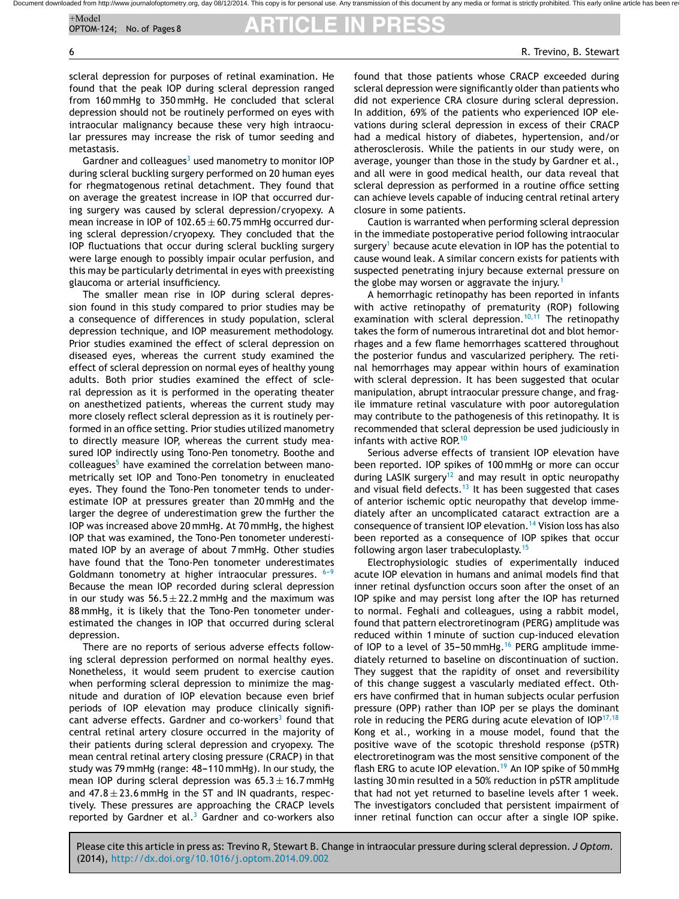scleral depression for purposes of retinal examination. He found that the peak IOP during scleral depression ranged from 160 mmHg to 350 mmHg. He concluded that scleral depression should not be routinely performed on eyes with intraocular malignancy because these very high intraocular pressures may increase the risk of tumor seeding and metastasis.

Gardner and colleagues[3] used manometry to monitor IOP during scleral buckling surgery performed on 20 human eyes for rhegmatogenous retinal detachment. They found that on average the greatest increase in IOP that occurred during surgery was caused by scleral depression/cryopexy. A mean increase in IOP of $102.65 \pm 60.75$ mmHg occurred during scleral depression/cryopexy. They concluded that the IOP fluctuations that occur during scleral buckling surgery were large enough to possibly impair ocular perfusion, and this may be particularly detrimental in eyes with preexisting glaucoma or arterial insufficiency.

The smaller mean rise in IOP during scleral depression found in this study compared to prior studies may be a consequence of differences in study population, scleral depression technique, and IOP measurement methodology. Prior studies examined the effect of scleral depression on diseased eyes, whereas the current study examined the effect of scleral depression on normal eyes of healthy young adults. Both prior studies examined the effect of scleral depression as it is performed in the operating theater on anesthetized patients, whereas the current study may more closely reflect scleral depression as it is routinely performed in an office setting. Prior studies utilized manometry to directly measure IOP, whereas the current study measured IOP indirectly using Tono-Pen tonometry. Boothe and colleagues[5] have examined the correlation between manometrically set IOP and Tono-Pen tonometry in enucleated eyes. They found the Tono-Pen tonometer tends to underestimate IOP at pressures greater than 20 mmHg and the larger the degree of underestimation grew the further the IOP was increased above 20 mmHg. At 70 mmHg, the highest IOP that was examined, the Tono-Pen tonometer underestimated IOP by an average of about 7 mmHg. Other studies have found that the Tono-Pen tonometer underestimates Goldmann tonometry at higher intraocular pressures.[6–9] Because the mean IOP recorded during scleral depression in our study was $56.5 \pm 22.2$ mmHg and the maximum was 88 mmHg, it is likely that the Tono-Pen tonometer underestimated the changes in IOP that occurred during scleral depression.

There are no reports of serious adverse effects following scleral depression performed on normal healthy eyes. Nonetheless, it would seem prudent to exercise caution when performing scleral depression to minimize the magnitude and duration of IOP elevation because even brief periods of IOP elevation may produce clinically significant adverse effects. Gardner and co-workers[3] found that central retinal artery closure occurred in the majority of their patients during scleral depression and cryopexy. The mean central retinal artery closing pressure (CRACP) in that study was 79 mmHg (range: 48–110 mmHg). In our study, the mean IOP during scleral depression was $65.3 \pm 16.7$ mmHg and $47.8 \pm 23.6$ mmHg in the ST and IN quadrants, respectively. These pressures are approaching the CRACP levels reported by Gardner et al.[3] Gardner and co-workers also found that those patients whose CRACP exceeded during scleral depression were significantly older than patients who did not experience CRA closure during scleral depression. In addition, 69% of the patients who experienced IOP elevations during scleral depression in excess of their CRACP had a medical history of diabetes, hypertension, and/or atherosclerosis. While the patients in our study were, on average, younger than those in the study by Gardner et al., and all were in good medical health, our data reveal that scleral depression as performed in a routine office setting can achieve levels capable of inducing central retinal artery closure in some patients.

Caution is warranted when performing scleral depression in the immediate postoperative period following intraocular surgery[1] because acute elevation in IOP has the potential to cause wound leak. A similar concern exists for patients with suspected penetrating injury because external pressure on the globe may worsen or aggravate the injury.[1]

A hemorrhagic retinopathy has been reported in infants with active retinopathy of prematurity (ROP) following examination with scleral depression.[10,11] The retinopathy takes the form of numerous intraretinal dot and blot hemorrhages and a few flame hemorrhages scattered throughout the posterior fundus and vascularized periphery. The retinal hemorrhages may appear within hours of examination with scleral depression. It has been suggested that ocular manipulation, abrupt intraocular pressure change, and fragile immature retinal vasculature with poor autoregulation may contribute to the pathogenesis of this retinopathy. It is recommended that scleral depression be used judiciously in infants with active ROP.[10]

Serious adverse effects of transient IOP elevation have been reported. IOP spikes of 100 mmHg or more can occur during LASIK surgery[12] and may result in optic neuropathy and visual field defects.[13] It has been suggested that cases of anterior ischemic optic neuropathy that develop immediately after an uncomplicated cataract extraction are a consequence of transient IOP elevation.[14] Vision loss has also been reported as a consequence of IOP spikes that occur following argon laser trabeculoplasty.[15]

Electrophysiologic studies of experimentally induced acute IOP elevation in humans and animal models find that inner retinal dysfunction occurs soon after the onset of an IOP spike and may persist long after the IOP has returned to normal. Feghali and colleagues, using a rabbit model, found that pattern electroretinogram (PERG) amplitude was reduced within 1 minute of suction cup-induced elevation of IOP to a level of 35–50 mmHg.[16] PERG amplitude immediately returned to baseline on discontinuation of suction. They suggest that the rapidity of onset and reversibility of this change suggest a vascularly mediated effect. Others have confirmed that in human subjects ocular perfusion pressure (OPP) rather than IOP per se plays the dominant role in reducing the PERG during acute elevation of IOP[17,18] Kong et al., working in a mouse model, found that the positive wave of the scotopic threshold response (pSTR) electroretinogram was the most sensitive component of the flash ERG to acute IOP elevation.[19] An IOP spike of 50 mmHg lasting 30 min resulted in a 50% reduction in pSTR amplitude that had not yet returned to baseline levels after 1 week. The investigators concluded that persistent impairment of inner retinal function can occur after a single IOP spike.

Please cite this article in press as: Trevino R, Stewart B. Change in intraocular pressure during scleral depression. *J Optom.* (2014), http://dx.doi.org/10.1016/j.optom.2014.09.002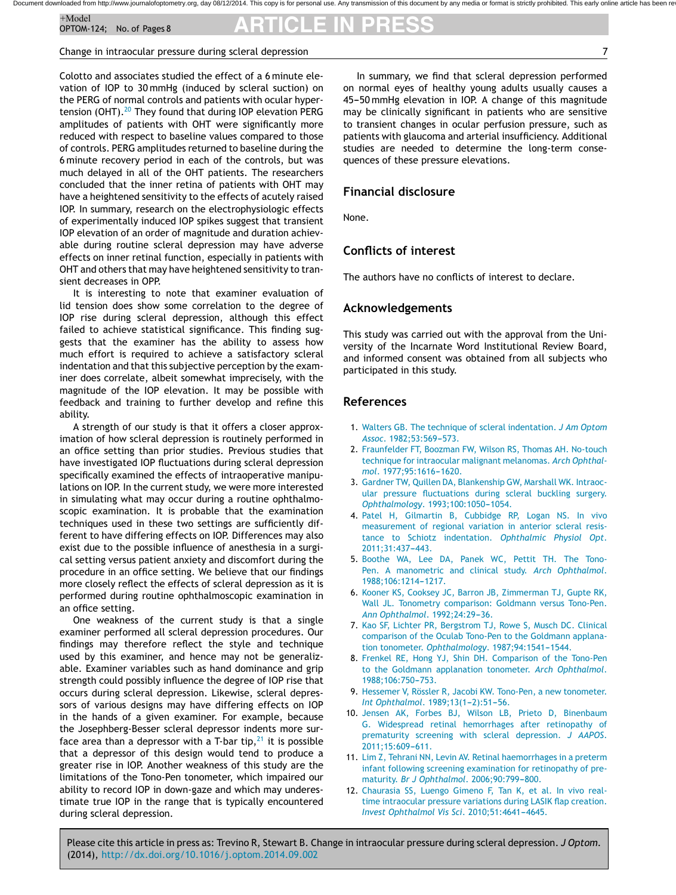Colotto and associates studied the effect of a 6 minute elevation of IOP to 30 mmHg (induced by scleral suction) on the PERG of normal controls and patients with ocular hypertension (OHT).[20] They found that during IOP elevation PERG amplitudes of patients with OHT were significantly more reduced with respect to baseline values compared to those of controls. PERG amplitudes returned to baseline during the 6 minute recovery period in each of the controls, but was much delayed in all of the OHT patients. The researchers concluded that the inner retina of patients with OHT may have a heightened sensitivity to the effects of acutely raised IOP. In summary, research on the electrophysiologic effects of experimentally induced IOP spikes suggest that transient IOP elevation of an order of magnitude and duration achievable during routine scleral depression may have adverse effects on inner retinal function, especially in patients with OHT and others that may have heightened sensitivity to transient decreases in OPP.

It is interesting to note that examiner evaluation of lid tension does show some correlation to the degree of IOP rise during scleral depression, although this effect failed to achieve statistical significance. This finding suggests that the examiner has the ability to assess how much effort is required to achieve a satisfactory scleral indentation and that this subjective perception by the examiner does correlate, albeit somewhat imprecisely, with the magnitude of the IOP elevation. It may be possible with feedback and training to further develop and refine this ability.

A strength of our study is that it offers a closer approximation of how scleral depression is routinely performed in an office setting than prior studies. Previous studies that have investigated IOP fluctuations during scleral depression specifically examined the effects of intraoperative manipulations on IOP. In the current study, we were more interested in simulating what may occur during a routine ophthalmoscopic examination. It is probable that the examination techniques used in these two settings are sufficiently different to have differing effects on IOP. Differences may also exist due to the possible influence of anesthesia in a surgical setting versus patient anxiety and discomfort during the procedure in an office setting. We believe that our findings more closely reflect the effects of scleral depression as it is performed during routine ophthalmoscopic examination in an office setting.

One weakness of the current study is that a single examiner performed all scleral depression procedures. Our findings may therefore reflect the style and technique used by this examiner, and hence may not be generalizable. Examiner variables such as hand dominance and grip strength could possibly influence the degree of IOP rise that occurs during scleral depression. Likewise, scleral depressors of various designs may have differing effects on IOP in the hands of a given examiner. For example, because the Josephberg-Besser scleral depressor indents more surface area than a depressor with a T-bar tip,[21] it is possible that a depressor of this design would tend to produce a greater rise in IOP. Another weakness of this study are the limitations of the Tono-Pen tonometer, which impaired our ability to record IOP in down-gaze and which may underestimate true IOP in the range that is typically encountered during scleral depression.

In summary, we find that scleral depression performed on normal eyes of healthy young adults usually causes a 45–50 mmHg elevation in IOP. A change of this magnitude may be clinically significant in patients who are sensitive to transient changes in ocular perfusion pressure, such as patients with glaucoma and arterial insufficiency. Additional studies are needed to determine the long-term consequences of these pressure elevations.

## Financial disclosure

None.

## Conflicts of interest

The authors have no conflicts of interest to declare.

## Acknowledgements

This study was carried out with the approval from the University of the Incarnate Word Institutional Review Board, and informed consent was obtained from all subjects who participated in this study.

## References

1. Walters GB. The technique of scleral indentation. *J Am Optom Assoc*. 1982;53:569–573.
2. Fraunfelder FT, Boozman FW, Wilson RS, Thomas AH. No-touch technique for intraocular malignant melanomas. *Arch Ophthalmol*. 1977;95:1616–1620.
3. Gardner TW, Quillen DA, Blankenship GW, Marshall WK. Intraocular pressure fluctuations during scleral buckling surgery. *Ophthalmology*. 1993;100:1050–1054.
4. Patel H, Gilmartin B, Cubbidge RP, Logan NS. In vivo measurement of regional variation in anterior scleral resistance to Schiotz indentation. *Ophthalmic Physiol Opt*. 2011;31:437–443.
5. Boothe WA, Lee DA, Panek WC, Pettit TH. The Tono-Pen. A manometric and clinical study. *Arch Ophthalmol*. 1988;106:1214–1217.
6. Kooner KS, Cooksey JC, Barron JB, Zimmerman TJ, Gupte RK, Wall JL. Tonometry comparison: Goldmann versus Tono-Pen. *Ann Ophthalmol*. 1992;24:29–36.
7. Kao SF, Lichter PR, Bergstrom TJ, Rowe S, Musch DC. Clinical comparison of the Oculab Tono-Pen to the Goldmann applanation tonometer. *Ophthalmology*. 1987;94:1541–1544.
8. Frenkel RE, Hong YJ, Shin DH. Comparison of the Tono-Pen to the Goldmann applanation tonometer. *Arch Ophthalmol*. 1988;106:750–753.
9. Hessemer V, Rössler R, Jacobi KW. Tono-Pen, a new tonometer. *Int Ophthalmol*. 1989;13(1–2):51–56.
10. Jensen AK, Forbes BJ, Wilson LB, Prieto D, Binenbaum G. Widespread retinal hemorrhages after retinopathy of prematurity screening with scleral depression. *J AAPOS*. 2011;15:609–611.
11. Lim Z, Tehrani NN, Levin AV. Retinal haemorrhages in a preterm infant following screening examination for retinopathy of prematurity. *Br J Ophthalmol*. 2006;90:799–800.
12. Chaurasia SS, Luengo Gimeno F, Tan K, et al. In vivo real-time intraocular pressure variations during LASIK flap creation. *Invest Ophthalmol Vis Sci*. 2010;51:4641–4645.

Please cite this article in press as: Trevino R, Stewart B. Change in intraocular pressure during scleral depression. *J Optom*. (2014), http://dx.doi.org/10.1016/j.optom.2014.09.002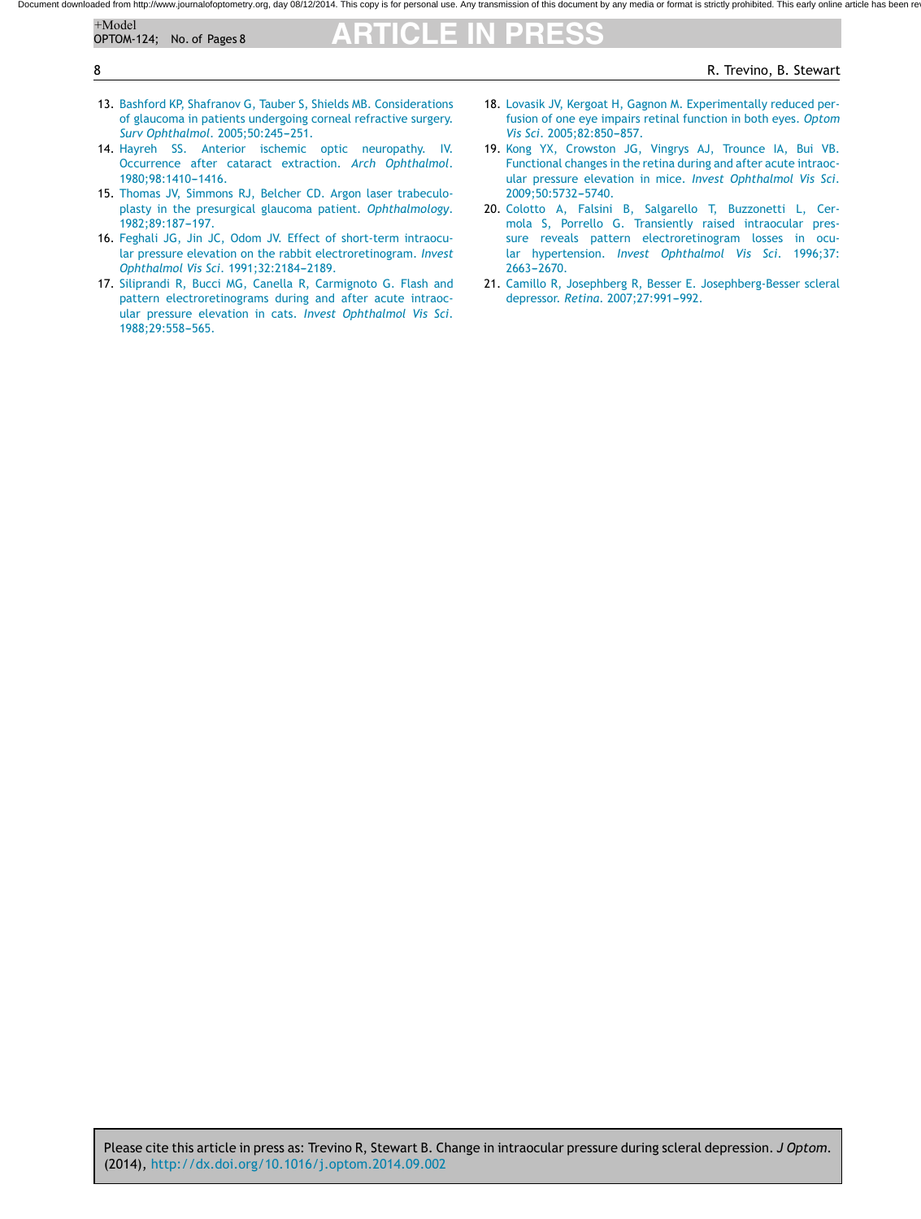13. Bashford KP, Shafranov G, Tauber S, Shields MB. Considerations of glaucoma in patients undergoing corneal refractive surgery. *Surv Ophthalmol*. 2005;50:245–251.
14. Hayreh SS. Anterior ischemic optic neuropathy. IV. Occurrence after cataract extraction. *Arch Ophthalmol*. 1980;98:1410–1416.
15. Thomas JV, Simmons RJ, Belcher CD. Argon laser trabeculoplasty in the presurgical glaucoma patient. *Ophthalmology*. 1982;89:187–197.
16. Feghali JG, Jin JC, Odom JV. Effect of short-term intraocular pressure elevation on the rabbit electroretinogram. *Invest Ophthalmol Vis Sci*. 1991;32:2184–2189.
17. Siliprandi R, Bucci MG, Canella R, Carmignoto G. Flash and pattern electroretinograms during and after acute intraocular pressure elevation in cats. *Invest Ophthalmol Vis Sci*. 1988;29:558–565.
18. Lovasik JV, Kergoat H, Gagnon M. Experimentally reduced perfusion of one eye impairs retinal function in both eyes. *Optom Vis Sci*. 2005;82:850–857.
19. Kong YX, Crowston JG, Vingrys AJ, Trounce IA, Bui VB. Functional changes in the retina during and after acute intraocular pressure elevation in mice. *Invest Ophthalmol Vis Sci*. 2009;50:5732–5740.
20. Colotto A, Falsini B, Salgarello T, Buzzonetti L, Cermola S, Porrello G. Transiently raised intraocular pressure reveals pattern electroretinogram losses in ocular hypertension. *Invest Ophthalmol Vis Sci*. 1996;37:2663–2670.
21. Camillo R, Josephberg R, Besser E. Josephberg-Besser scleral depressor. *Retina*. 2007;27:991–992.

Please cite this article in press as: Trevino R, Stewart B. Change in intraocular pressure during scleral depression. *J Optom*. (2014), http://dx.doi.org/10.1016/j.optom.2014.09.002